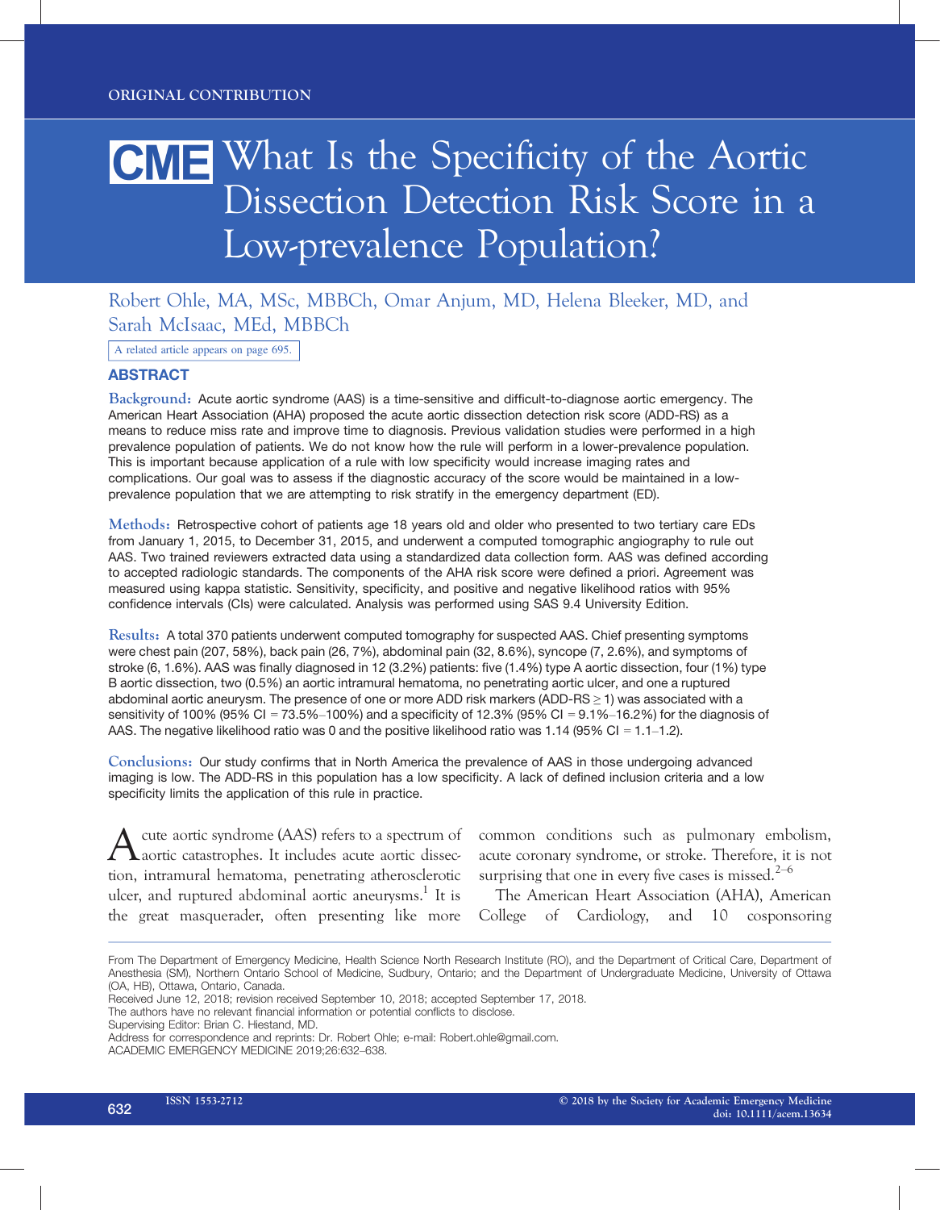ORIGINAL CONTRIBUTION

# CME What Is the Specificity of the Aortic Dissection Detection Risk Score in a Low-prevalence Population?

Robert Ohle, MA, MSc, MBBCh, Omar Anjum, MD, Helena Bleeker, MD, and Sarah McIsaac, MEd, MBBCh

A related article appears on page 695.

## ABSTRACT

**Background:** Acute aortic syndrome (AAS) is a time-sensitive and difficult-to-diagnose aortic emergency. The American Heart Association (AHA) proposed the acute aortic dissection detection risk score (ADD-RS) as a means to reduce miss rate and improve time to diagnosis. Previous validation studies were performed in a high prevalence population of patients. We do not know how the rule will perform in a lower-prevalence population. This is important because application of a rule with low specificity would increase imaging rates and complications. Our goal was to assess if the diagnostic accuracy of the score would be maintained in a low-prevalence population that we are attempting to risk stratify in the emergency department (ED).

**Methods:** Retrospective cohort of patients age 18 years old and older who presented to two tertiary care EDs from January 1, 2015, to December 31, 2015, and underwent a computed tomographic angiography to rule out AAS. Two trained reviewers extracted data using a standardized data collection form. AAS was defined according to accepted radiologic standards. The components of the AHA risk score were defined a priori. Agreement was measured using kappa statistic. Sensitivity, specificity, and positive and negative likelihood ratios with 95% confidence intervals (CIs) were calculated. Analysis was performed using SAS 9.4 University Edition.

**Results:** A total 370 patients underwent computed tomography for suspected AAS. Chief presenting symptoms were chest pain (207, 58%), back pain (26, 7%), abdominal pain (32, 8.6%), syncope (7, 2.6%), and symptoms of stroke (6, 1.6%). AAS was finally diagnosed in 12 (3.2%) patients: five (1.4%) type A aortic dissection, four (1%) type B aortic dissection, two (0.5%) an aortic intramural hematoma, no penetrating aortic ulcer, and one a ruptured abdominal aortic aneurysm. The presence of one or more ADD risk markers (ADD-RS $\geq$ 1) was associated with a sensitivity of 100% (95% CI = 73.5%–100%) and a specificity of 12.3% (95% CI = 9.1%–16.2%) for the diagnosis of AAS. The negative likelihood ratio was 0 and the positive likelihood ratio was 1.14 (95% CI = 1.1–1.2).

**Conclusions:** Our study confirms that in North America the prevalence of AAS in those undergoing advanced imaging is low. The ADD-RS in this population has a low specificity. A lack of defined inclusion criteria and a low specificity limits the application of this rule in practice.

Acute aortic syndrome (AAS) refers to a spectrum of aortic catastrophes. It includes acute aortic dissection, intramural hematoma, penetrating atherosclerotic ulcer, and ruptured abdominal aortic aneurysms.[1] It is the great masquerader, often presenting like more common conditions such as pulmonary embolism, acute coronary syndrome, or stroke. Therefore, it is not surprising that one in every five cases is missed.[2–6]

The American Heart Association (AHA), American College of Cardiology, and 10 cosponsoring

From The Department of Emergency Medicine, Health Science North Research Institute (RO), and the Department of Critical Care, Department of Anesthesia (SM), Northern Ontario School of Medicine, Sudbury, Ontario; and the Department of Undergraduate Medicine, University of Ottawa (OA, HB), Ottawa, Ontario, Canada.

Received June 12, 2018; revision received September 10, 2018; accepted September 17, 2018.

The authors have no relevant financial information or potential conflicts to disclose.

Supervising Editor: Brian C. Hiestand, MD.

Address for correspondence and reprints: Dr. Robert Ohle; e-mail: Robert.ohle@gmail.com.

ACADEMIC EMERGENCY MEDICINE 2019;26:632–638.

ISSN 1553-2712 © 2018 by the Society for Academic Emergency Medicine doi: 10.1111/acem.13634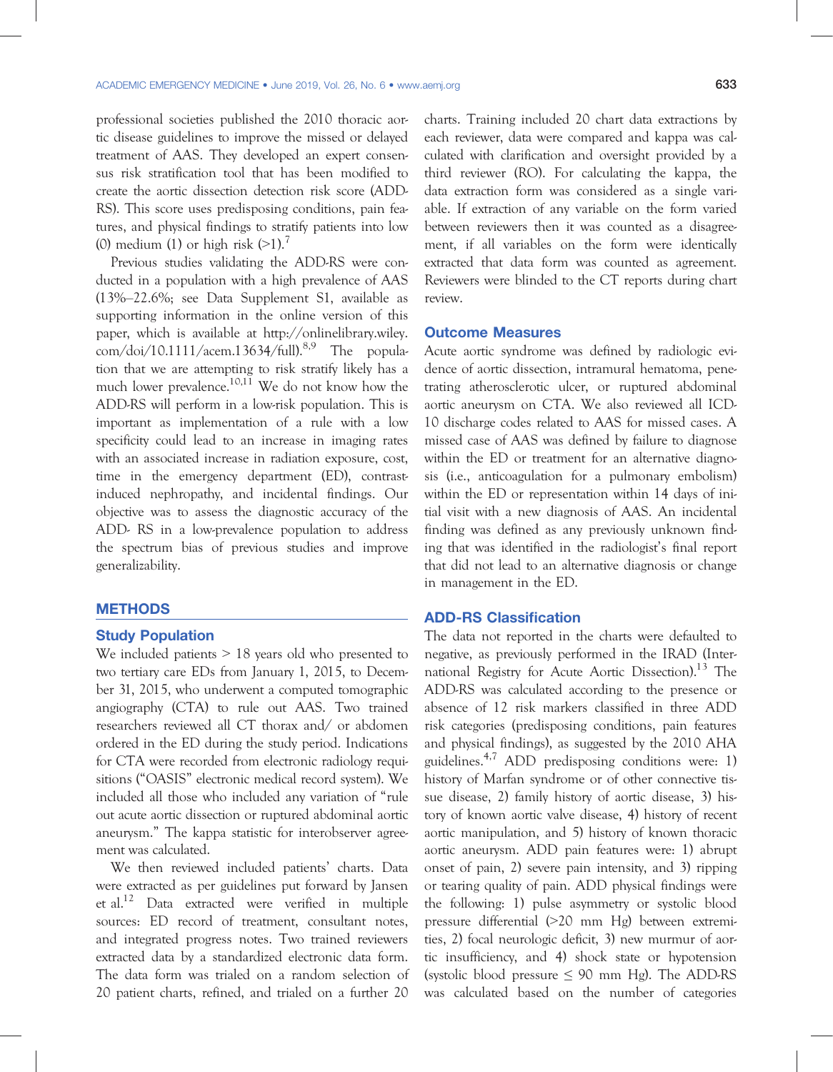professional societies published the 2010 thoracic aortic disease guidelines to improve the missed or delayed treatment of AAS. They developed an expert consensus risk stratification tool that has been modified to create the aortic dissection detection risk score (ADD-RS). This score uses predisposing conditions, pain features, and physical findings to stratify patients into low (0) medium (1) or high risk (>1).[7]

Previous studies validating the ADD-RS were conducted in a population with a high prevalence of AAS (13%–22.6%; see Data Supplement S1, available as supporting information in the online version of this paper, which is available at http://onlinelibrary.wiley.com/doi/10.1111/acem.13634/full).[8,9] The population that we are attempting to risk stratify likely has a much lower prevalence.[10,11] We do not know how the ADD-RS will perform in a low-risk population. This is important as implementation of a rule with a low specificity could lead to an increase in imaging rates with an associated increase in radiation exposure, cost, time in the emergency department (ED), contrast-induced nephropathy, and incidental findings. Our objective was to assess the diagnostic accuracy of the ADD- RS in a low-prevalence population to address the spectrum bias of previous studies and improve generalizability.

## METHODS

### Study Population

We included patients > 18 years old who presented to two tertiary care EDs from January 1, 2015, to December 31, 2015, who underwent a computed tomographic angiography (CTA) to rule out AAS. Two trained researchers reviewed all CT thorax and/ or abdomen ordered in the ED during the study period. Indications for CTA were recorded from electronic radiology requisitions ("OASIS" electronic medical record system). We included all those who included any variation of "rule out acute aortic dissection or ruptured abdominal aortic aneurysm." The kappa statistic for interobserver agreement was calculated.

We then reviewed included patients' charts. Data were extracted as per guidelines put forward by Jansen et al.[12] Data extracted were verified in multiple sources: ED record of treatment, consultant notes, and integrated progress notes. Two trained reviewers extracted data by a standardized electronic data form. The data form was trialed on a random selection of 20 patient charts, refined, and trialed on a further 20 charts. Training included 20 chart data extractions by each reviewer, data were compared and kappa was calculated with clarification and oversight provided by a third reviewer (RO). For calculating the kappa, the data extraction form was considered as a single variable. If extraction of any variable on the form varied between reviewers then it was counted as a disagreement, if all variables on the form were identically extracted that data form was counted as agreement. Reviewers were blinded to the CT reports during chart review.

### Outcome Measures

Acute aortic syndrome was defined by radiologic evidence of aortic dissection, intramural hematoma, penetrating atherosclerotic ulcer, or ruptured abdominal aortic aneurysm on CTA. We also reviewed all ICD-10 discharge codes related to AAS for missed cases. A missed case of AAS was defined by failure to diagnose within the ED or treatment for an alternative diagnosis (i.e., anticoagulation for a pulmonary embolism) within the ED or representation within 14 days of initial visit with a new diagnosis of AAS. An incidental finding was defined as any previously unknown finding that was identified in the radiologist's final report that did not lead to an alternative diagnosis or change in management in the ED.

### ADD-RS Classification

The data not reported in the charts were defaulted to negative, as previously performed in the IRAD (International Registry for Acute Aortic Dissection).[13] The ADD-RS was calculated according to the presence or absence of 12 risk markers classified in three ADD risk categories (predisposing conditions, pain features and physical findings), as suggested by the 2010 AHA guidelines.[4,7] ADD predisposing conditions were: 1) history of Marfan syndrome or of other connective tissue disease, 2) family history of aortic disease, 3) history of known aortic valve disease, 4) history of recent aortic manipulation, and 5) history of known thoracic aortic aneurysm. ADD pain features were: 1) abrupt onset of pain, 2) severe pain intensity, and 3) ripping or tearing quality of pain. ADD physical findings were the following: 1) pulse asymmetry or systolic blood pressure differential (>20 mm Hg) between extremities, 2) focal neurologic deficit, 3) new murmur of aortic insufficiency, and 4) shock state or hypotension (systolic blood pressure ≤ 90 mm Hg). The ADD-RS was calculated based on the number of categories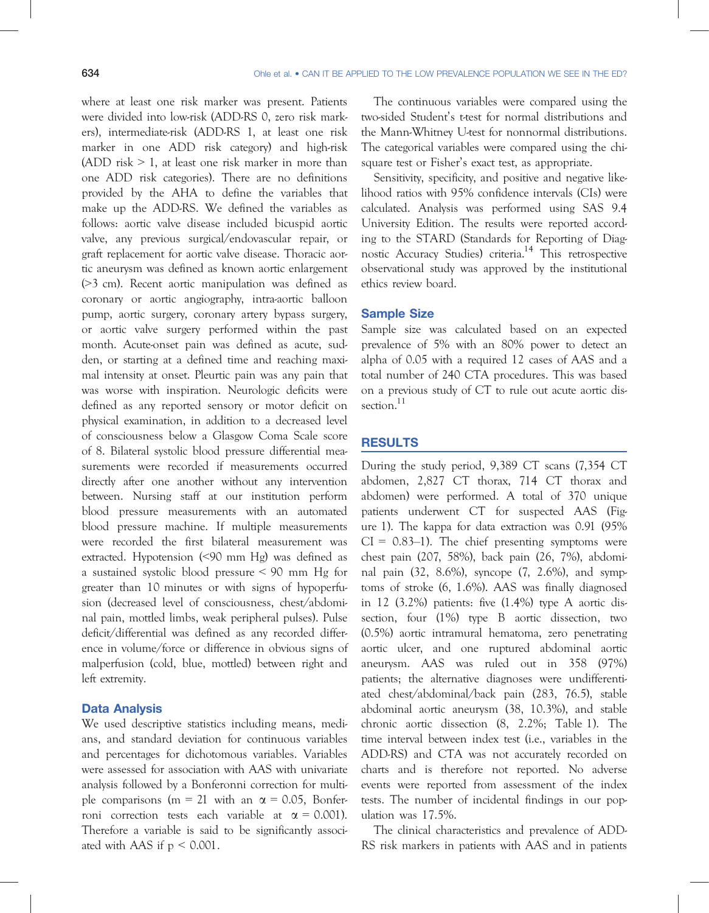where at least one risk marker was present. Patients were divided into low-risk (ADD-RS 0, zero risk markers), intermediate-risk (ADD-RS 1, at least one risk marker in one ADD risk category) and high-risk (ADD risk > 1, at least one risk marker in more than one ADD risk categories). There are no definitions provided by the AHA to define the variables that make up the ADD-RS. We defined the variables as follows: aortic valve disease included bicuspid aortic valve, any previous surgical/endovascular repair, or graft replacement for aortic valve disease. Thoracic aortic aneurysm was defined as known aortic enlargement (>3 cm). Recent aortic manipulation was defined as coronary or aortic angiography, intra-aortic balloon pump, aortic surgery, coronary artery bypass surgery, or aortic valve surgery performed within the past month. Acute-onset pain was defined as acute, sudden, or starting at a defined time and reaching maximal intensity at onset. Pleurtic pain was any pain that was worse with inspiration. Neurologic deficits were defined as any reported sensory or motor deficit on physical examination, in addition to a decreased level of consciousness below a Glasgow Coma Scale score of 8. Bilateral systolic blood pressure differential measurements were recorded if measurements occurred directly after one another without any intervention between. Nursing staff at our institution perform blood pressure measurements with an automated blood pressure machine. If multiple measurements were recorded the first bilateral measurement was extracted. Hypotension (<90 mm Hg) was defined as a sustained systolic blood pressure < 90 mm Hg for greater than 10 minutes or with signs of hypoperfusion (decreased level of consciousness, chest/abdominal pain, mottled limbs, weak peripheral pulses). Pulse deficit/differential was defined as any recorded difference in volume/force or difference in obvious signs of malperfusion (cold, blue, mottled) between right and left extremity.

### Data Analysis

We used descriptive statistics including means, medians, and standard deviation for continuous variables and percentages for dichotomous variables. Variables were assessed for association with AAS with univariate analysis followed by a Bonferonni correction for multiple comparisons ($m = 21$ with an $\alpha = 0.05$, Bonferroni correction tests each variable at $\alpha = 0.001$). Therefore a variable is said to be significantly associated with AAS if $p < 0.001$.

The continuous variables were compared using the two-sided Student's t-test for normal distributions and the Mann-Whitney U-test for nonnormal distributions. The categorical variables were compared using the chi-square test or Fisher's exact test, as appropriate.

Sensitivity, specificity, and positive and negative likelihood ratios with 95% confidence intervals (CIs) were calculated. Analysis was performed using SAS 9.4 University Edition. The results were reported according to the STARD (Standards for Reporting of Diagnostic Accuracy Studies) criteria.[14] This retrospective observational study was approved by the institutional ethics review board.

### Sample Size

Sample size was calculated based on an expected prevalence of 5% with an 80% power to detect an alpha of 0.05 with a required 12 cases of AAS and a total number of 240 CTA procedures. This was based on a previous study of CT to rule out acute aortic dissection.[11]

## RESULTS

During the study period, 9,389 CT scans (7,354 CT abdomen, 2,827 CT thorax, 714 CT thorax and abdomen) were performed. A total of 370 unique patients underwent CT for suspected AAS (Figure 1). The kappa for data extraction was 0.91 (95% CI = 0.83–1). The chief presenting symptoms were chest pain (207, 58%), back pain (26, 7%), abdominal pain (32, 8.6%), syncope (7, 2.6%), and symptoms of stroke (6, 1.6%). AAS was finally diagnosed in 12 (3.2%) patients: five (1.4%) type A aortic dissection, four (1%) type B aortic dissection, two (0.5%) aortic intramural hematoma, zero penetrating aortic ulcer, and one ruptured abdominal aortic aneurysm. AAS was ruled out in 358 (97%) patients; the alternative diagnoses were undifferentiated chest/abdominal/back pain (283, 76.5), stable abdominal aortic aneurysm (38, 10.3%), and stable chronic aortic dissection (8, 2.2%; Table 1). The time interval between index test (i.e., variables in the ADD-RS) and CTA was not accurately recorded on charts and is therefore not reported. No adverse events were reported from assessment of the index tests. The number of incidental findings in our population was 17.5%.

The clinical characteristics and prevalence of ADD-RS risk markers in patients with AAS and in patients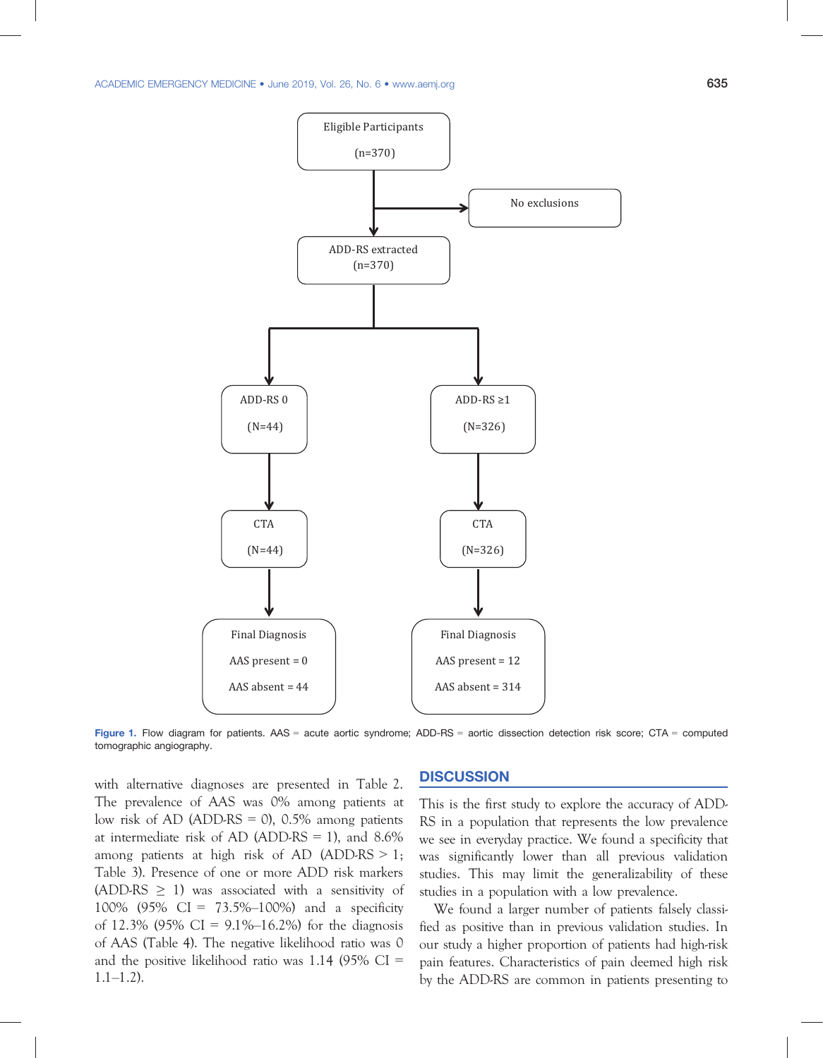Eligible Participants (n=370)

No exclusions

ADD-RS extracted (n=370)

ADD-RS 0 (N=44) → CTA (N=44) → Final Diagnosis: AAS present = 0, AAS absent = 44

ADD-RS ≥1 (N=326) → CTA (N=326) → Final Diagnosis: AAS present = 12, AAS absent = 314

**Figure 1.** Flow diagram for patients. AAS = acute aortic syndrome; ADD-RS = aortic dissection detection risk score; CTA = computed tomographic angiography.

with alternative diagnoses are presented in Table 2. The prevalence of AAS was 0% among patients at low risk of AD (ADD-RS = 0), 0.5% among patients at intermediate risk of AD (ADD-RS = 1), and 8.6% among patients at high risk of AD (ADD-RS > 1; Table 3). Presence of one or more ADD risk markers (ADD-RS ≥ 1) was associated with a sensitivity of 100% (95% CI = 73.5%–100%) and a specificity of 12.3% (95% CI = 9.1%–16.2%) for the diagnosis of AAS (Table 4). The negative likelihood ratio was 0 and the positive likelihood ratio was 1.14 (95% CI = 1.1–1.2).

## DISCUSSION

This is the first study to explore the accuracy of ADD-RS in a population that represents the low prevalence we see in everyday practice. We found a specificity that was significantly lower than all previous validation studies. This may limit the generalizability of these studies in a population with a low prevalence.

We found a larger number of patients falsely classified as positive than in previous validation studies. In our study a higher proportion of patients had high-risk pain features. Characteristics of pain deemed high risk by the ADD-RS are common in patients presenting to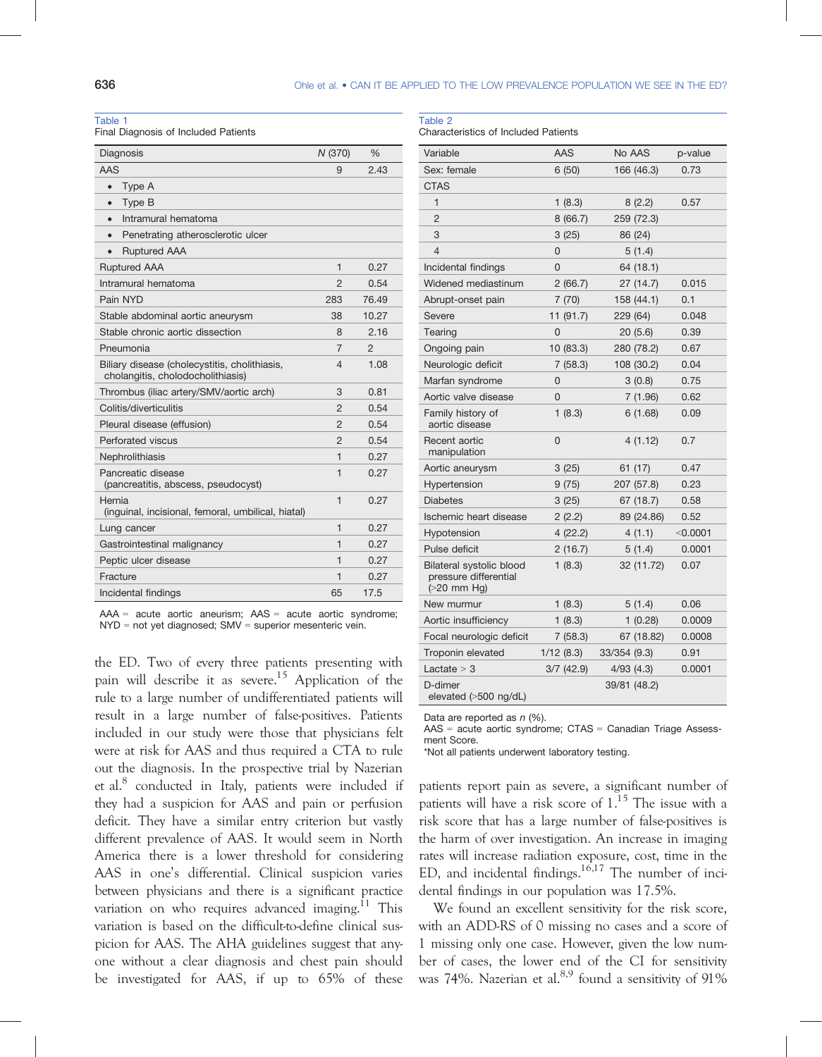Table 1
Final Diagnosis of Included Patients

| Diagnosis | N (370) | % |
|---|---|---|
| AAS | 9 | 2.43 |
| • Type A | | |
| • Type B | | |
| • Intramural hematoma | | |
| • Penetrating atherosclerotic ulcer | | |
| • Ruptured AAA | | |
| Ruptured AAA | 1 | 0.27 |
| Intramural hematoma | 2 | 0.54 |
| Pain NYD | 283 | 76.49 |
| Stable abdominal aortic aneurysm | 38 | 10.27 |
| Stable chronic aortic dissection | 8 | 2.16 |
| Pneumonia | 7 | 2 |
| Biliary disease (cholecystitis, cholithiasis, cholangitis, cholodocholithiasis) | 4 | 1.08 |
| Thrombus (iliac artery/SMV/aortic arch) | 3 | 0.81 |
| Colitis/diverticulitis | 2 | 0.54 |
| Pleural disease (effusion) | 2 | 0.54 |
| Perforated viscus | 2 | 0.54 |
| Nephrolithiasis | 1 | 0.27 |
| Pancreatic disease (pancreatitis, abscess, pseudocyst) | 1 | 0.27 |
| Hernia (inguinal, incisional, femoral, umbilical, hiatal) | 1 | 0.27 |
| Lung cancer | 1 | 0.27 |
| Gastrointestinal malignancy | 1 | 0.27 |
| Peptic ulcer disease | 1 | 0.27 |
| Fracture | 1 | 0.27 |
| Incidental findings | 65 | 17.5 |

AAA = acute aortic aneurysm; AAS = acute aortic syndrome; NYD = not yet diagnosed; SMV = superior mesenteric vein.

the ED. Two of every three patients presenting with pain will describe it as severe.[15] Application of the rule to a large number of undifferentiated patients will result in a large number of false-positives. Patients included in our study were those that physicians felt were at risk for AAS and thus required a CTA to rule out the diagnosis. In the prospective trial by Nazerian et al.[8] conducted in Italy, patients were included if they had a suspicion for AAS and pain or perfusion deficit. They have a similar entry criterion but vastly different prevalence of AAS. It would seem in North America there is a lower threshold for considering AAS in one's differential. Clinical suspicion varies between physicians and there is a significant practice variation on who requires advanced imaging.[11] This variation is based on the difficult-to-define clinical suspicion for AAS. The AHA guidelines suggest that anyone without a clear diagnosis and chest pain should be investigated for AAS, if up to 65% of these

Table 2
Characteristics of Included Patients

| Variable | AAS | No AAS | p-value |
|---|---|---|---|
| Sex: female | 6 (50) | 166 (46.3) | 0.73 |
| CTAS | | | |
| 1 | 1 (8.3) | 8 (2.2) | 0.57 |
| 2 | 8 (66.7) | 259 (72.3) | |
| 3 | 3 (25) | 86 (24) | |
| 4 | 0 | 5 (1.4) | |
| Incidental findings | 0 | 64 (18.1) | |
| Widened mediastinum | 2 (66.7) | 27 (14.7) | 0.015 |
| Abrupt-onset pain | 7 (70) | 158 (44.1) | 0.1 |
| Severe | 11 (91.7) | 229 (64) | 0.048 |
| Tearing | 0 | 20 (5.6) | 0.39 |
| Ongoing pain | 10 (83.3) | 280 (78.2) | 0.67 |
| Neurologic deficit | 7 (58.3) | 108 (30.2) | 0.04 |
| Marfan syndrome | 0 | 3 (0.8) | 0.75 |
| Aortic valve disease | 0 | 7 (1.96) | 0.62 |
| Family history of aortic disease | 1 (8.3) | 6 (1.68) | 0.09 |
| Recent aortic manipulation | 0 | 4 (1.12) | 0.7 |
| Aortic aneurysm | 3 (25) | 61 (17) | 0.47 |
| Hypertension | 9 (75) | 207 (57.8) | 0.23 |
| Diabetes | 3 (25) | 67 (18.7) | 0.58 |
| Ischemic heart disease | 2 (2.2) | 89 (24.86) | 0.52 |
| Hypotension | 4 (22.2) | 4 (1.1) | <0.0001 |
| Pulse deficit | 2 (16.7) | 5 (1.4) | 0.0001 |
| Bilateral systolic blood pressure differential (>20 mm Hg) | 1 (8.3) | 32 (11.72) | 0.07 |
| New murmur | 1 (8.3) | 5 (1.4) | 0.06 |
| Aortic insufficiency | 1 (8.3) | 1 (0.28) | 0.0009 |
| Focal neurologic deficit | 7 (58.3) | 67 (18.82) | 0.0008 |
| Troponin elevated | 1/12 (8.3) | 33/354 (9.3) | 0.91 |
| Lactate > 3 | 3/7 (42.9) | 4/93 (4.3) | 0.0001 |
| D-dimer elevated (>500 ng/dL) | | 39/81 (48.2) | |

Data are reported as n (%).
AAS = acute aortic syndrome; CTAS = Canadian Triage Assessment Score.
*Not all patients underwent laboratory testing.

patients report pain as severe, a significant number of patients will have a risk score of 1.[15] The issue with a risk score that has a large number of false-positives is the harm of over investigation. An increase in imaging rates will increase radiation exposure, cost, time in the ED, and incidental findings.[16,17] The number of incidental findings in our population was 17.5%.

We found an excellent sensitivity for the risk score, with an ADD-RS of 0 missing no cases and a score of 1 missing only one case. However, given the low number of cases, the lower end of the CI for sensitivity was 74%. Nazerian et al.[8,9] found a sensitivity of 91%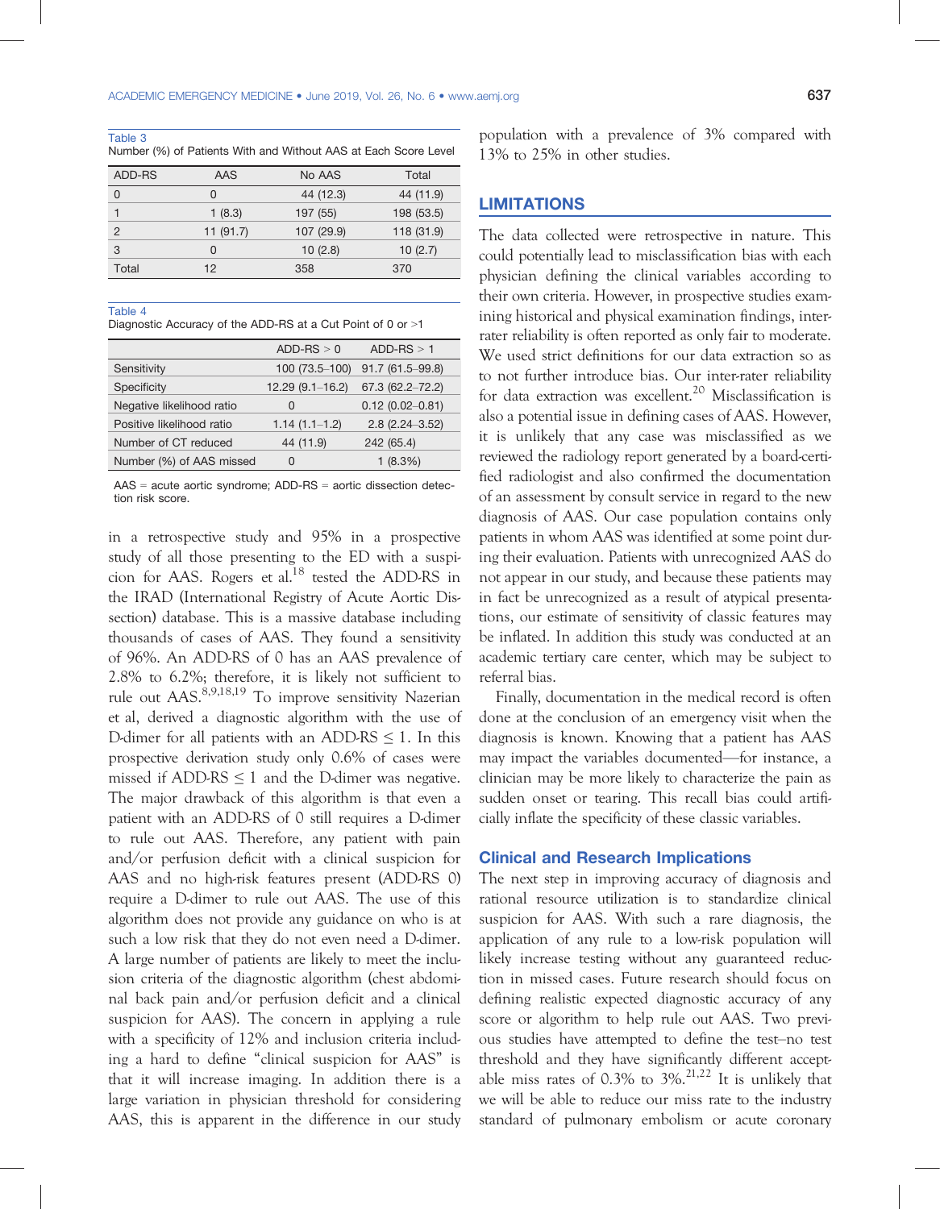Table 3
Number (%) of Patients With and Without AAS at Each Score Level

| ADD-RS | AAS | No AAS | Total |
|---|---|---|---|
| 0 | 0 | 44 (12.3) | 44 (11.9) |
| 1 | 1 (8.3) | 197 (55) | 198 (53.5) |
| 2 | 11 (91.7) | 107 (29.9) | 118 (31.9) |
| 3 | 0 | 10 (2.8) | 10 (2.7) |
| Total | 12 | 358 | 370 |

Table 4
Diagnostic Accuracy of the ADD-RS at a Cut Point of 0 or >1

| | ADD-RS > 0 | ADD-RS > 1 |
|---|---|---|
| Sensitivity | 100 (73.5–100) | 91.7 (61.5–99.8) |
| Specificity | 12.29 (9.1–16.2) | 67.3 (62.2–72.2) |
| Negative likelihood ratio | 0 | 0.12 (0.02–0.81) |
| Positive likelihood ratio | 1.14 (1.1–1.2) | 2.8 (2.24–3.52) |
| Number of CT reduced | 44 (11.9) | 242 (65.4) |
| Number (%) of AAS missed | 0 | 1 (8.3%) |

AAS = acute aortic syndrome; ADD-RS = aortic dissection detection risk score.

in a retrospective study and 95% in a prospective study of all those presenting to the ED with a suspicion for AAS. Rogers et al.[18] tested the ADD-RS in the IRAD (International Registry of Acute Aortic Dissection) database. This is a massive database including thousands of cases of AAS. They found a sensitivity of 96%. An ADD-RS of 0 has an AAS prevalence of 2.8% to 6.2%; therefore, it is likely not sufficient to rule out AAS.[8,9,18,19] To improve sensitivity Nazerian et al, derived a diagnostic algorithm with the use of D-dimer for all patients with an ADD-RS ≤ 1. In this prospective derivation study only 0.6% of cases were missed if ADD-RS ≤ 1 and the D-dimer was negative. The major drawback of this algorithm is that even a patient with an ADD-RS of 0 still requires a D-dimer to rule out AAS. Therefore, any patient with pain and/or perfusion deficit with a clinical suspicion for AAS and no high-risk features present (ADD-RS 0) require a D-dimer to rule out AAS. The use of this algorithm does not provide any guidance on who is at such a low risk that they do not even need a D-dimer. A large number of patients are likely to meet the inclusion criteria of the diagnostic algorithm (chest abdominal back pain and/or perfusion deficit and a clinical suspicion for AAS). The concern in applying a rule with a specificity of 12% and inclusion criteria including a hard to define "clinical suspicion for AAS" is that it will increase imaging. In addition there is a large variation in physician threshold for considering AAS, this is apparent in the difference in our study population with a prevalence of 3% compared with 13% to 25% in other studies.

## LIMITATIONS

The data collected were retrospective in nature. This could potentially lead to misclassification bias with each physician defining the clinical variables according to their own criteria. However, in prospective studies examining historical and physical examination findings, inter-rater reliability is often reported as only fair to moderate. We used strict definitions for our data extraction so as to not further introduce bias. Our inter-rater reliability for data extraction was excellent.[20] Misclassification is also a potential issue in defining cases of AAS. However, it is unlikely that any case was misclassified as we reviewed the radiology report generated by a board-certified radiologist and also confirmed the documentation of an assessment by consult service in regard to the new diagnosis of AAS. Our case population contains only patients in whom AAS was identified at some point during their evaluation. Patients with unrecognized AAS do not appear in our study, and because these patients may in fact be unrecognized as a result of atypical presentations, our estimate of sensitivity of classic features may be inflated. In addition this study was conducted at an academic tertiary care center, which may be subject to referral bias.

Finally, documentation in the medical record is often done at the conclusion of an emergency visit when the diagnosis is known. Knowing that a patient has AAS may impact the variables documented—for instance, a clinician may be more likely to characterize the pain as sudden onset or tearing. This recall bias could artificially inflate the specificity of these classic variables.

### Clinical and Research Implications

The next step in improving accuracy of diagnosis and rational resource utilization is to standardize clinical suspicion for AAS. With such a rare diagnosis, the application of any rule to a low-risk population will likely increase testing without any guaranteed reduction in missed cases. Future research should focus on defining realistic expected diagnostic accuracy of any score or algorithm to help rule out AAS. Two previous studies have attempted to define the test–no test threshold and they have significantly different acceptable miss rates of 0.3% to 3%.[21,22] It is unlikely that we will be able to reduce our miss rate to the industry standard of pulmonary embolism or acute coronary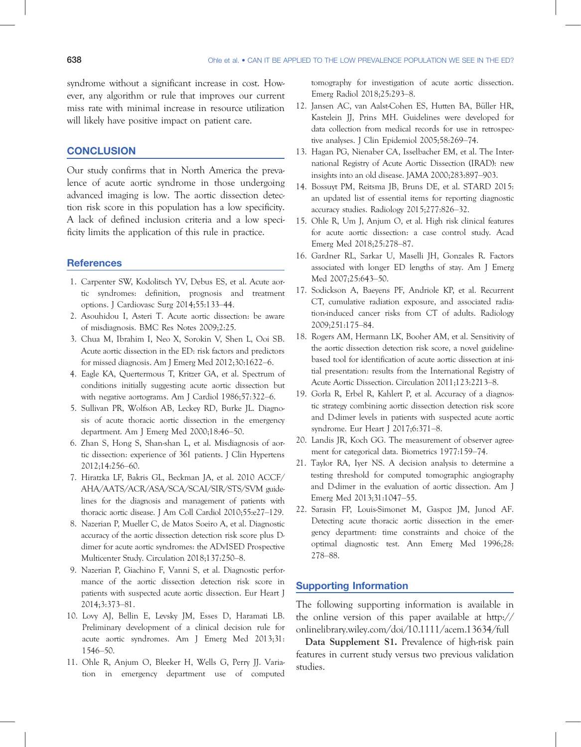syndrome without a significant increase in cost. However, any algorithm or rule that improves our current miss rate with minimal increase in resource utilization will likely have positive impact on patient care.

## CONCLUSION

Our study confirms that in North America the prevalence of acute aortic syndrome in those undergoing advanced imaging is low. The aortic dissection detection risk score in this population has a low specificity. A lack of defined inclusion criteria and a low specificity limits the application of this rule in practice.

## References

1. Carpenter SW, Kodolitsch YV, Debus ES, et al. Acute aortic syndromes: definition, prognosis and treatment options. J Cardiovasc Surg 2014;55:133–44.
2. Asouhidou I, Asteri T. Acute aortic dissection: be aware of misdiagnosis. BMC Res Notes 2009;2:25.
3. Chua M, Ibrahim I, Neo X, Sorokin V, Shen L, Ooi SB. Acute aortic dissection in the ED: risk factors and predictors for missed diagnosis. Am J Emerg Med 2012;30:1622–6.
4. Eagle KA, Quertermous T, Kritzer GA, et al. Spectrum of conditions initially suggesting acute aortic dissection but with negative aortograms. Am J Cardiol 1986;57:322–6.
5. Sullivan PR, Wolfson AB, Leckey RD, Burke JL. Diagnosis of acute thoracic aortic dissection in the emergency department. Am J Emerg Med 2000;18:46–50.
6. Zhan S, Hong S, Shan-shan L, et al. Misdiagnosis of aortic dissection: experience of 361 patients. J Clin Hypertens 2012;14:256–60.
7. Hiratzka LF, Bakris GL, Beckman JA, et al. 2010 ACCF/AHA/AATS/ACR/ASA/SCA/SCAI/SIR/STS/SVM guidelines for the diagnosis and management of patients with thoracic aortic disease. J Am Coll Cardiol 2010;55:e27–129.
8. Nazerian P, Mueller C, de Matos Soeiro A, et al. Diagnostic accuracy of the aortic dissection detection risk score plus D-dimer for acute aortic syndromes: the ADvISED Prospective Multicenter Study. Circulation 2018;137:250–8.
9. Nazerian P, Giachino F, Vanni S, et al. Diagnostic performance of the aortic dissection detection risk score in patients with suspected acute aortic dissection. Eur Heart J 2014;3:373–81.
10. Lovy AJ, Bellin E, Levsky JM, Esses D, Haramati LB. Preliminary development of a clinical decision rule for acute aortic syndromes. Am J Emerg Med 2013;31:1546–50.
11. Ohle R, Anjum O, Bleeker H, Wells G, Perry JJ. Variation in emergency department use of computed tomography for investigation of acute aortic dissection. Emerg Radiol 2018;25:293–8.
12. Jansen AC, van Aalst-Cohen ES, Hutten BA, Büller HR, Kastelein JJ, Prins MH. Guidelines were developed for data collection from medical records for use in retrospective analyses. J Clin Epidemiol 2005;58:269–74.
13. Hagan PG, Nienaber CA, Isselbacher EM, et al. The International Registry of Acute Aortic Dissection (IRAD): new insights into an old disease. JAMA 2000;283:897–903.
14. Bossuyt PM, Reitsma JB, Bruns DE, et al. STARD 2015: an updated list of essential items for reporting diagnostic accuracy studies. Radiology 2015;277:826–32.
15. Ohle R, Um J, Anjum O, et al. High risk clinical features for acute aortic dissection: a case control study. Acad Emerg Med 2018;25:278–87.
16. Gardner RL, Sarkar U, Maselli JH, Gonzales R. Factors associated with longer ED lengths of stay. Am J Emerg Med 2007;25:643–50.
17. Sodickson A, Baeyens PF, Andriole KP, et al. Recurrent CT, cumulative radiation exposure, and associated radiation-induced cancer risks from CT of adults. Radiology 2009;251:175–84.
18. Rogers AM, Hermann LK, Booher AM, et al. Sensitivity of the aortic dissection detection risk score, a novel guideline-based tool for identification of acute aortic dissection at initial presentation: results from the International Registry of Acute Aortic Dissection. Circulation 2011;123:2213–8.
19. Gorla R, Erbel R, Kahlert P, et al. Accuracy of a diagnostic strategy combining aortic dissection detection risk score and D-dimer levels in patients with suspected acute aortic syndrome. Eur Heart J 2017;6:371–8.
20. Landis JR, Koch GG. The measurement of observer agreement for categorical data. Biometrics 1977:159–74.
21. Taylor RA, Iyer NS. A decision analysis to determine a testing threshold for computed tomographic angiography and D-dimer in the evaluation of aortic dissection. Am J Emerg Med 2013;31:1047–55.
22. Sarasin FP, Louis-Simonet M, Gaspoz JM, Junod AF. Detecting acute thoracic aortic dissection in the emergency department: time constraints and choice of the optimal diagnostic test. Ann Emerg Med 1996;28:278–88.

## Supporting Information

The following supporting information is available in the online version of this paper available at http://onlinelibrary.wiley.com/doi/10.1111/acem.13634/full

**Data Supplement S1.** Prevalence of high-risk pain features in current study versus two previous validation studies.